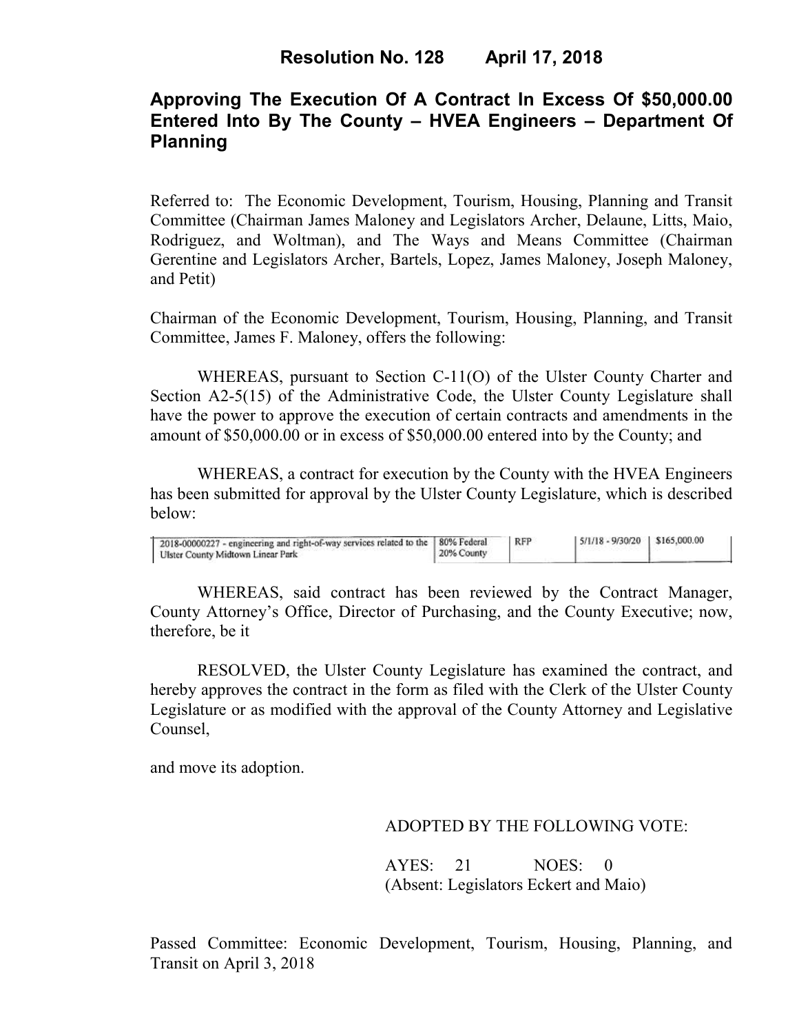# Resolution No. 128 April 17, 2018

## Approving The Execution Of A Contract In Excess Of $50,000.00 Entered Into By The County – HVEA Engineers – Department Of Planning

Referred to: The Economic Development, Tourism, Housing, Planning and Transit Committee (Chairman James Maloney and Legislators Archer, Delaune, Litts, Maio, Rodriguez, and Woltman), and The Ways and Means Committee (Chairman Gerentine and Legislators Archer, Bartels, Lopez, James Maloney, Joseph Maloney, and Petit)

Chairman of the Economic Development, Tourism, Housing, Planning, and Transit Committee, James F. Maloney, offers the following:

WHEREAS, pursuant to Section C-11(O) of the Ulster County Charter and Section A2-5(15) of the Administrative Code, the Ulster County Legislature shall have the power to approve the execution of certain contracts and amendments in the amount of $50,000.00 or in excess of $50,000.00 entered into by the County; and

WHEREAS, a contract for execution by the County with the HVEA Engineers has been submitted for approval by the Ulster County Legislature, which is described below:

| | | | | |
|---|---|---|---|---|
| 2018-00000227 - engineering and right-of-way services related to the Ulster County Midtown Linear Park | 80% Federal 20% County | RFP | 5/1/18 - 9/30/20 | $165,000.00 |

WHEREAS, said contract has been reviewed by the Contract Manager, County Attorney's Office, Director of Purchasing, and the County Executive; now, therefore, be it

RESOLVED, the Ulster County Legislature has examined the contract, and hereby approves the contract in the form as filed with the Clerk of the Ulster County Legislature or as modified with the approval of the County Attorney and Legislative Counsel,

and move its adoption.

ADOPTED BY THE FOLLOWING VOTE:

AYES: 21 NOES: 0
(Absent: Legislators Eckert and Maio)

Passed Committee: Economic Development, Tourism, Housing, Planning, and Transit on April 3, 2018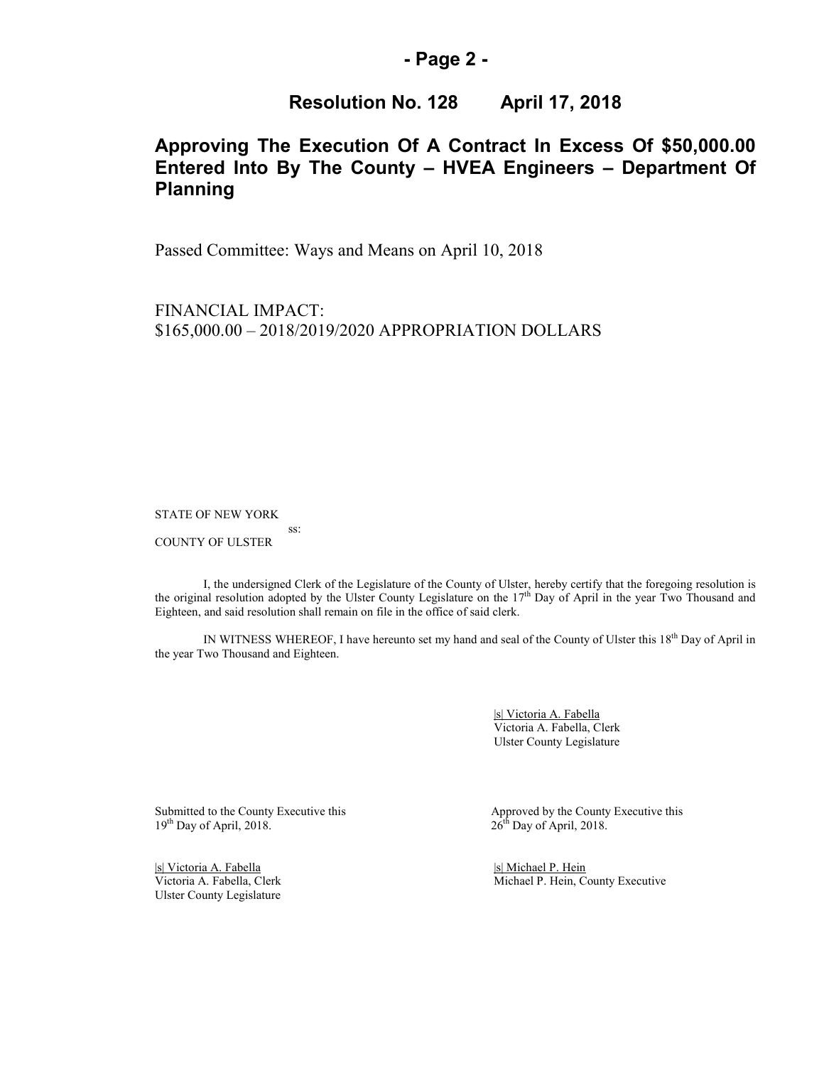## Resolution No. 128 April 17, 2018

## Approving The Execution Of A Contract In Excess Of $50,000.00 Entered Into By The County – HVEA Engineers – Department Of Planning

Passed Committee: Ways and Means on April 10, 2018

FINANCIAL IMPACT:
$165,000.00 – 2018/2019/2020 APPROPRIATION DOLLARS

STATE OF NEW YORK
ss:
COUNTY OF ULSTER

I, the undersigned Clerk of the Legislature of the County of Ulster, hereby certify that the foregoing resolution is the original resolution adopted by the Ulster County Legislature on the 17th Day of April in the year Two Thousand and Eighteen, and said resolution shall remain on file in the office of said clerk.

IN WITNESS WHEREOF, I have hereunto set my hand and seal of the County of Ulster this 18th Day of April in the year Two Thousand and Eighteen.

|s| Victoria A. Fabella
Victoria A. Fabella, Clerk
Ulster County Legislature

Submitted to the County Executive this
19th Day of April, 2018.

|s| Victoria A. Fabella
Victoria A. Fabella, Clerk
Ulster County Legislature

Approved by the County Executive this
26th Day of April, 2018.

|s| Michael P. Hein
Michael P. Hein, County Executive